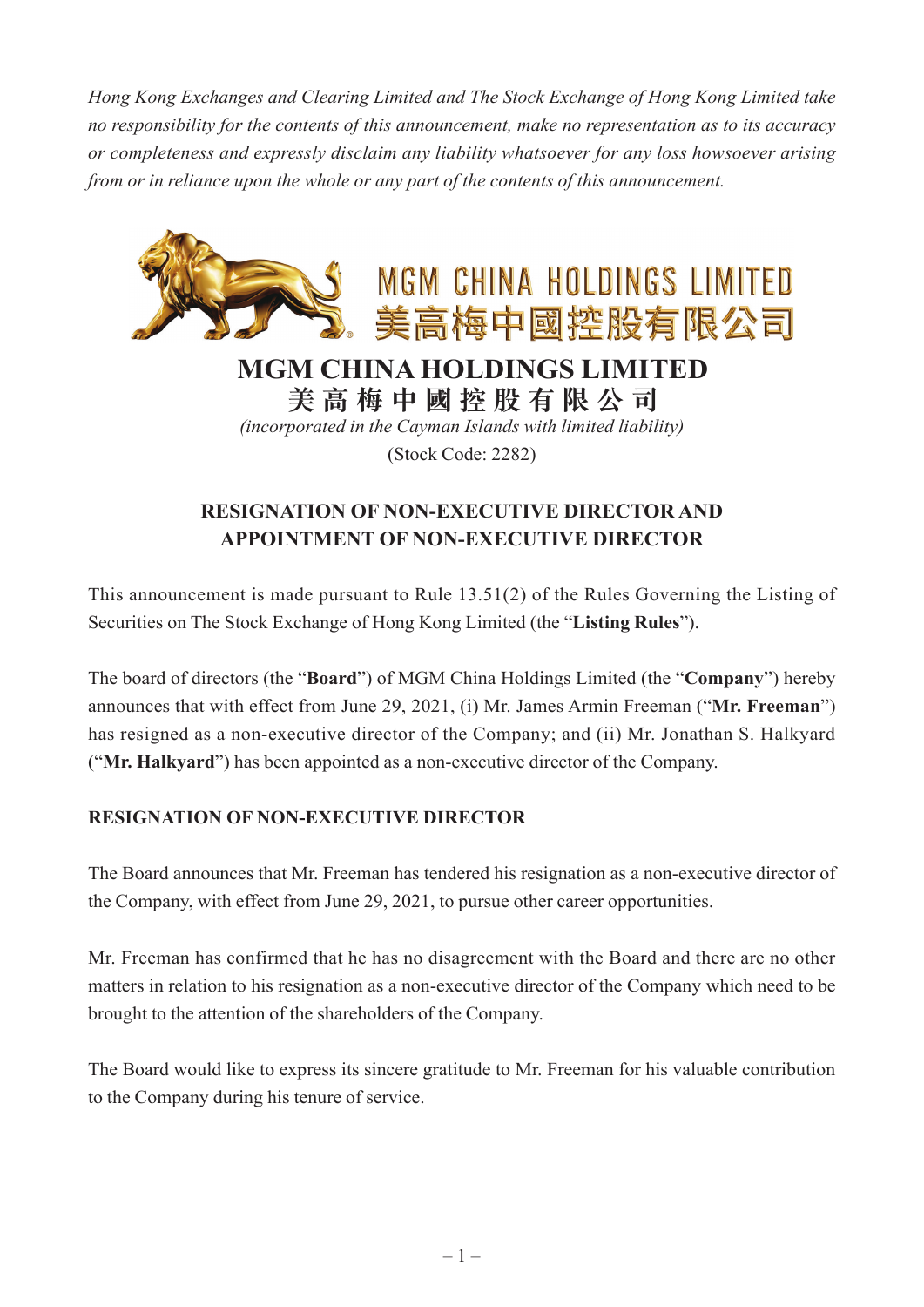*Hong Kong Exchanges and Clearing Limited and The Stock Exchange of Hong Kong Limited take no responsibility for the contents of this announcement, make no representation as to its accuracy or completeness and expressly disclaim any liability whatsoever for any loss howsoever arising from or in reliance upon the whole or any part of the contents of this announcement.*

MGM CHINA HOLDINGS LIMITED
美高梅中國控股有限公司

# MGM CHINA HOLDINGS LIMITED
# 美高梅中國控股有限公司

*(incorporated in the Cayman Islands with limited liability)*

(Stock Code: 2282)

## RESIGNATION OF NON-EXECUTIVE DIRECTOR AND APPOINTMENT OF NON-EXECUTIVE DIRECTOR

This announcement is made pursuant to Rule 13.51(2) of the Rules Governing the Listing of Securities on The Stock Exchange of Hong Kong Limited (the "**Listing Rules**").

The board of directors (the "**Board**") of MGM China Holdings Limited (the "**Company**") hereby announces that with effect from June 29, 2021, (i) Mr. James Armin Freeman ("**Mr. Freeman**") has resigned as a non-executive director of the Company; and (ii) Mr. Jonathan S. Halkyard ("**Mr. Halkyard**") has been appointed as a non-executive director of the Company.

### RESIGNATION OF NON-EXECUTIVE DIRECTOR

The Board announces that Mr. Freeman has tendered his resignation as a non-executive director of the Company, with effect from June 29, 2021, to pursue other career opportunities.

Mr. Freeman has confirmed that he has no disagreement with the Board and there are no other matters in relation to his resignation as a non-executive director of the Company which need to be brought to the attention of the shareholders of the Company.

The Board would like to express its sincere gratitude to Mr. Freeman for his valuable contribution to the Company during his tenure of service.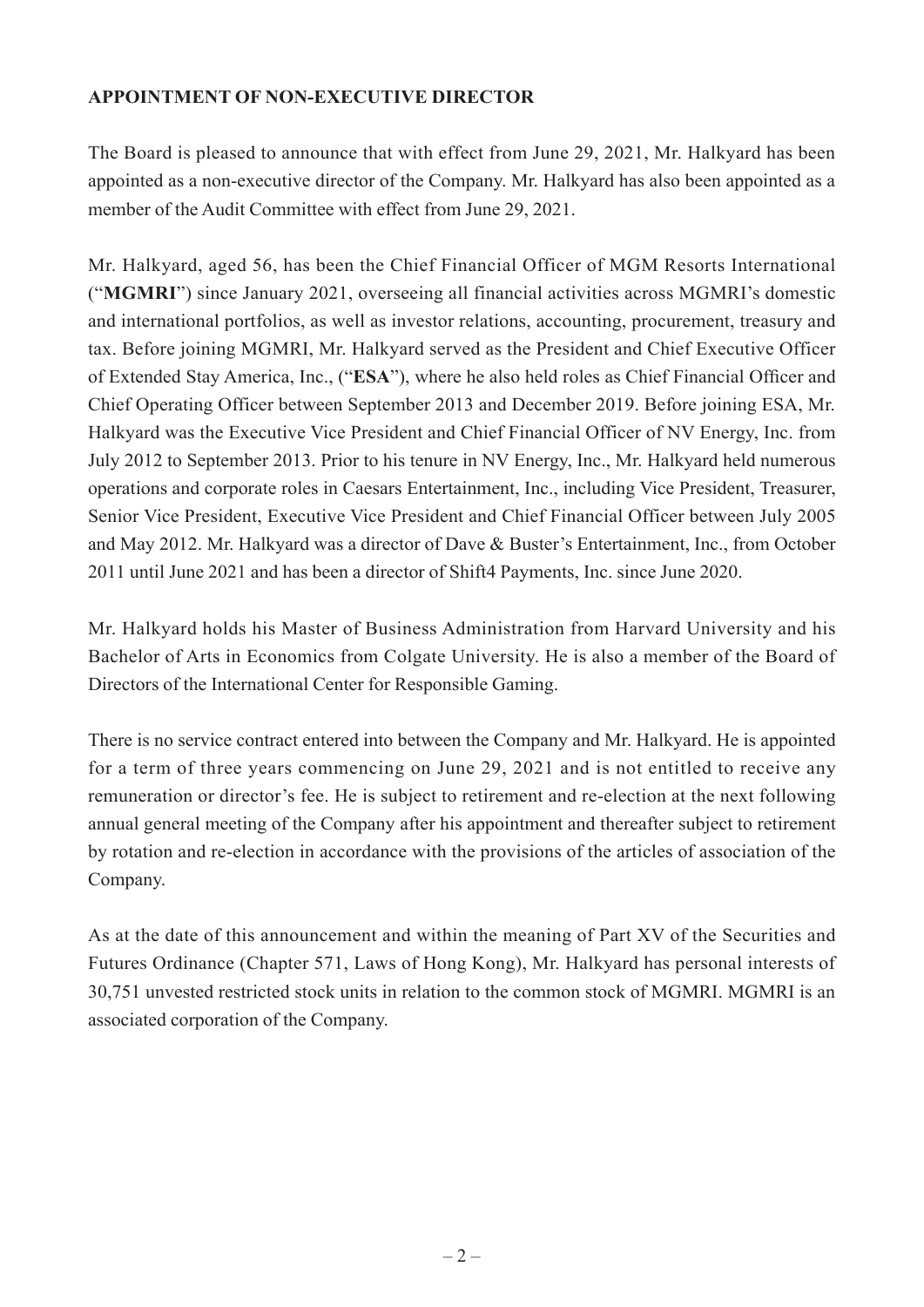**APPOINTMENT OF NON-EXECUTIVE DIRECTOR**

The Board is pleased to announce that with effect from June 29, 2021, Mr. Halkyard has been appointed as a non-executive director of the Company. Mr. Halkyard has also been appointed as a member of the Audit Committee with effect from June 29, 2021.

Mr. Halkyard, aged 56, has been the Chief Financial Officer of MGM Resorts International ("**MGMRI**") since January 2021, overseeing all financial activities across MGMRI's domestic and international portfolios, as well as investor relations, accounting, procurement, treasury and tax. Before joining MGMRI, Mr. Halkyard served as the President and Chief Executive Officer of Extended Stay America, Inc., ("**ESA**"), where he also held roles as Chief Financial Officer and Chief Operating Officer between September 2013 and December 2019. Before joining ESA, Mr. Halkyard was the Executive Vice President and Chief Financial Officer of NV Energy, Inc. from July 2012 to September 2013. Prior to his tenure in NV Energy, Inc., Mr. Halkyard held numerous operations and corporate roles in Caesars Entertainment, Inc., including Vice President, Treasurer, Senior Vice President, Executive Vice President and Chief Financial Officer between July 2005 and May 2012. Mr. Halkyard was a director of Dave & Buster's Entertainment, Inc., from October 2011 until June 2021 and has been a director of Shift4 Payments, Inc. since June 2020.

Mr. Halkyard holds his Master of Business Administration from Harvard University and his Bachelor of Arts in Economics from Colgate University. He is also a member of the Board of Directors of the International Center for Responsible Gaming.

There is no service contract entered into between the Company and Mr. Halkyard. He is appointed for a term of three years commencing on June 29, 2021 and is not entitled to receive any remuneration or director's fee. He is subject to retirement and re-election at the next following annual general meeting of the Company after his appointment and thereafter subject to retirement by rotation and re-election in accordance with the provisions of the articles of association of the Company.

As at the date of this announcement and within the meaning of Part XV of the Securities and Futures Ordinance (Chapter 571, Laws of Hong Kong), Mr. Halkyard has personal interests of 30,751 unvested restricted stock units in relation to the common stock of MGMRI. MGMRI is an associated corporation of the Company.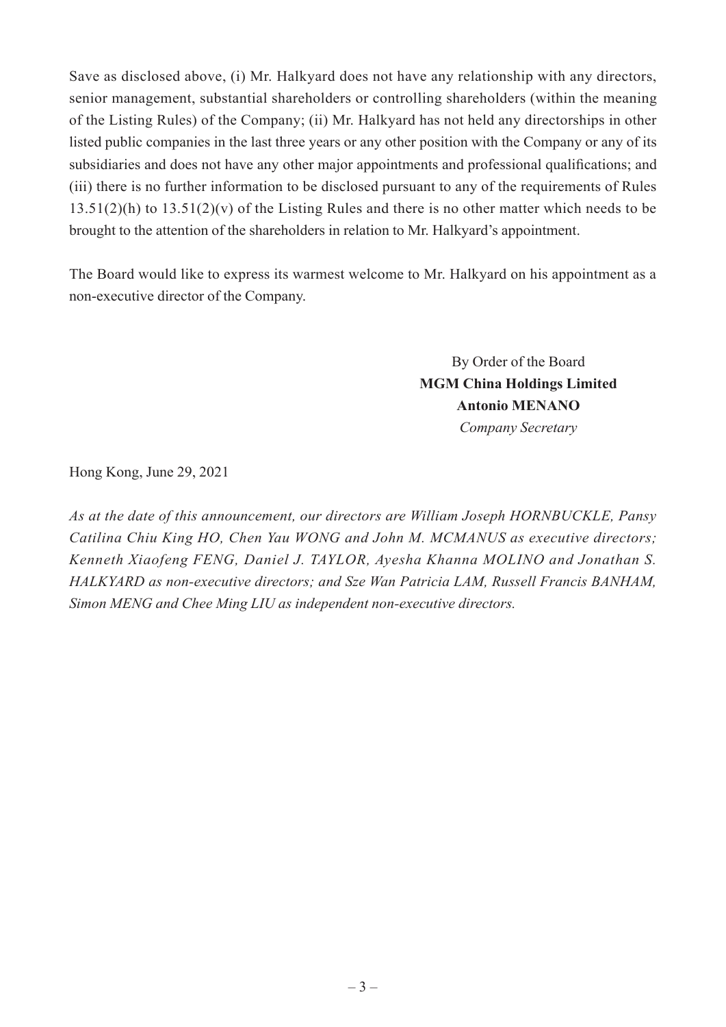Save as disclosed above, (i) Mr. Halkyard does not have any relationship with any directors, senior management, substantial shareholders or controlling shareholders (within the meaning of the Listing Rules) of the Company; (ii) Mr. Halkyard has not held any directorships in other listed public companies in the last three years or any other position with the Company or any of its subsidiaries and does not have any other major appointments and professional qualifications; and (iii) there is no further information to be disclosed pursuant to any of the requirements of Rules 13.51(2)(h) to 13.51(2)(v) of the Listing Rules and there is no other matter which needs to be brought to the attention of the shareholders in relation to Mr. Halkyard's appointment.

The Board would like to express its warmest welcome to Mr. Halkyard on his appointment as a non-executive director of the Company.

By Order of the Board
**MGM China Holdings Limited**
**Antonio MENANO**
*Company Secretary*

Hong Kong, June 29, 2021

*As at the date of this announcement, our directors are William Joseph HORNBUCKLE, Pansy Catilina Chiu King HO, Chen Yau WONG and John M. MCMANUS as executive directors; Kenneth Xiaofeng FENG, Daniel J. TAYLOR, Ayesha Khanna MOLINO and Jonathan S. HALKYARD as non-executive directors; and Sze Wan Patricia LAM, Russell Francis BANHAM, Simon MENG and Chee Ming LIU as independent non-executive directors.*